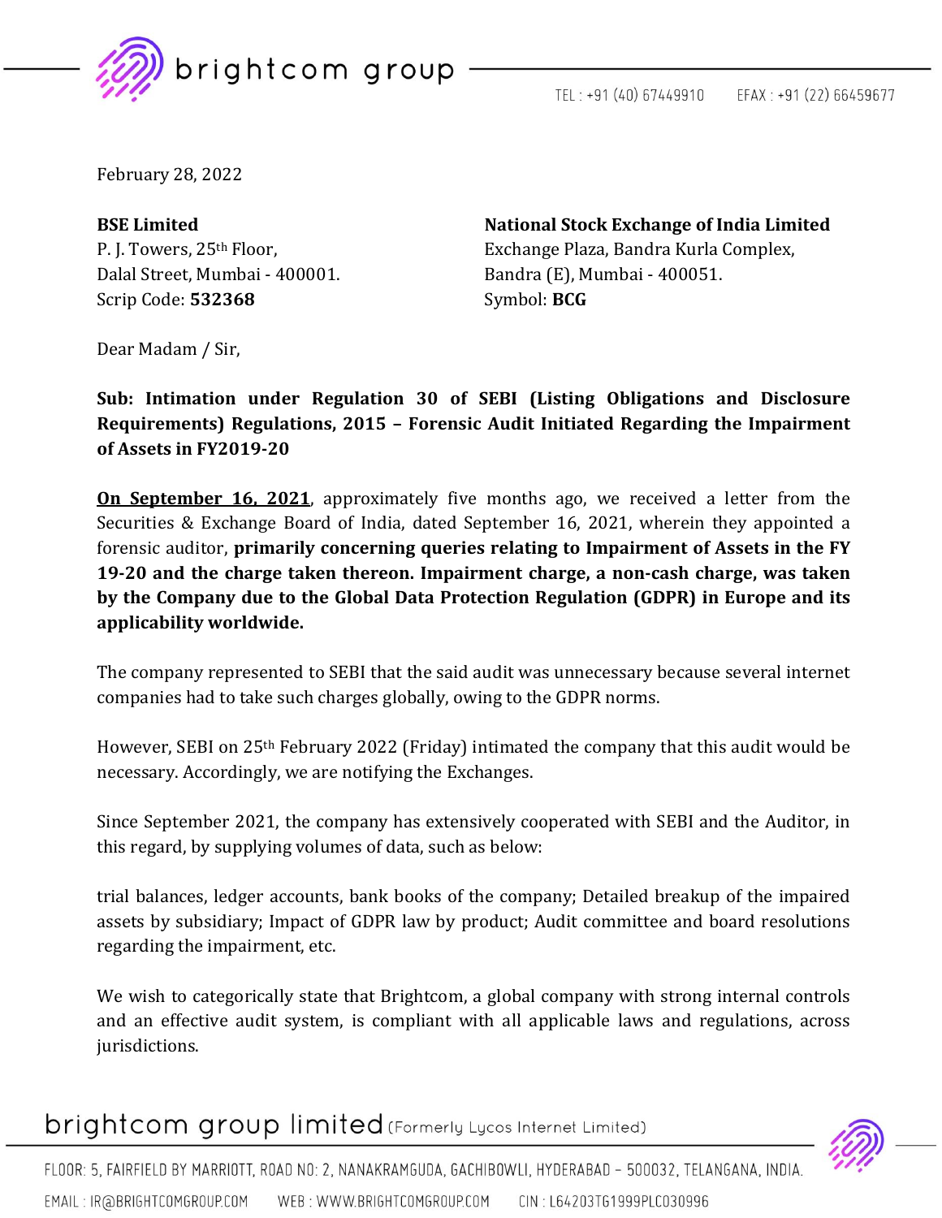February 28, 2022

**BSE Limited**
P. J. Towers, 25th Floor,
Dalal Street, Mumbai - 400001.
Scrip Code: **532368**

**National Stock Exchange of India Limited**
Exchange Plaza, Bandra Kurla Complex,
Bandra (E), Mumbai - 400051.
Symbol: **BCG**

Dear Madam / Sir,

**Sub: Intimation under Regulation 30 of SEBI (Listing Obligations and Disclosure Requirements) Regulations, 2015 – Forensic Audit Initiated Regarding the Impairment of Assets in FY2019-20**

**<u>On September 16, 2021</u>**, approximately five months ago, we received a letter from the Securities & Exchange Board of India, dated September 16, 2021, wherein they appointed a forensic auditor, **primarily concerning queries relating to Impairment of Assets in the FY 19-20 and the charge taken thereon. Impairment charge, a non-cash charge, was taken by the Company due to the Global Data Protection Regulation (GDPR) in Europe and its applicability worldwide.**

The company represented to SEBI that the said audit was unnecessary because several internet companies had to take such charges globally, owing to the GDPR norms.

However, SEBI on 25th February 2022 (Friday) intimated the company that this audit would be necessary. Accordingly, we are notifying the Exchanges.

Since September 2021, the company has extensively cooperated with SEBI and the Auditor, in this regard, by supplying volumes of data, such as below:

trial balances, ledger accounts, bank books of the company; Detailed breakup of the impaired assets by subsidiary; Impact of GDPR law by product; Audit committee and board resolutions regarding the impairment, etc.

We wish to categorically state that Brightcom, a global company with strong internal controls and an effective audit system, is compliant with all applicable laws and regulations, across jurisdictions.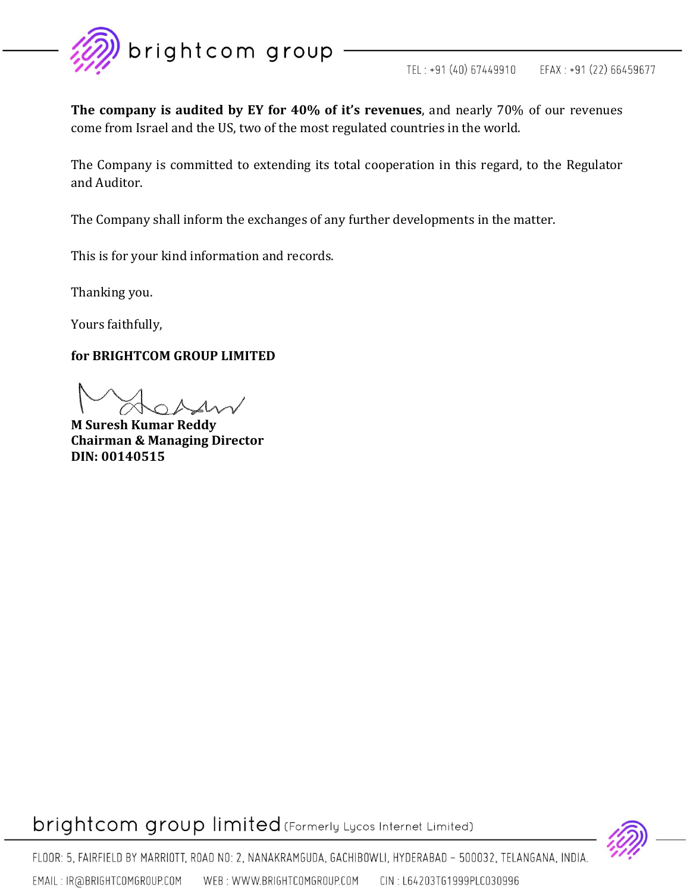**The company is audited by EY for 40% of it's revenues**, and nearly 70% of our revenues come from Israel and the US, two of the most regulated countries in the world.

The Company is committed to extending its total cooperation in this regard, to the Regulator and Auditor.

The Company shall inform the exchanges of any further developments in the matter.

This is for your kind information and records.

Thanking you.

Yours faithfully,

**for BRIGHTCOM GROUP LIMITED**

**M Suresh Kumar Reddy**
**Chairman & Managing Director**
**DIN: 00140515**